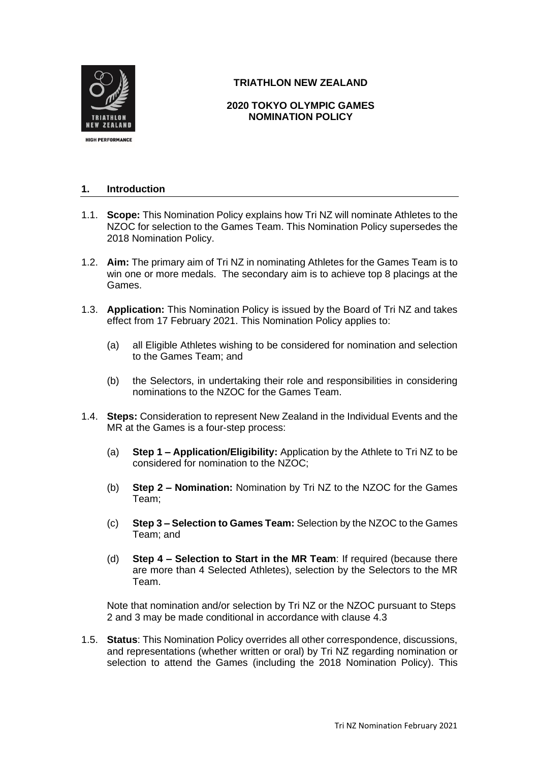**TRIATHLON NEW ZEALAND**

**2020 TOKYO OLYMPIC GAMES NOMINATION POLICY**

## 1. Introduction

1.1. **Scope:** This Nomination Policy explains how Tri NZ will nominate Athletes to the NZOC for selection to the Games Team. This Nomination Policy supersedes the 2018 Nomination Policy.

1.2. **Aim:** The primary aim of Tri NZ in nominating Athletes for the Games Team is to win one or more medals. The secondary aim is to achieve top 8 placings at the Games.

1.3. **Application:** This Nomination Policy is issued by the Board of Tri NZ and takes effect from 17 February 2021. This Nomination Policy applies to:

(a) all Eligible Athletes wishing to be considered for nomination and selection to the Games Team; and

(b) the Selectors, in undertaking their role and responsibilities in considering nominations to the NZOC for the Games Team.

1.4. **Steps:** Consideration to represent New Zealand in the Individual Events and the MR at the Games is a four-step process:

(a) **Step 1 – Application/Eligibility:** Application by the Athlete to Tri NZ to be considered for nomination to the NZOC;

(b) **Step 2 – Nomination:** Nomination by Tri NZ to the NZOC for the Games Team;

(c) **Step 3 – Selection to Games Team:** Selection by the NZOC to the Games Team; and

(d) **Step 4 – Selection to Start in the MR Team**: If required (because there are more than 4 Selected Athletes), selection by the Selectors to the MR Team.

Note that nomination and/or selection by Tri NZ or the NZOC pursuant to Steps 2 and 3 may be made conditional in accordance with clause 4.3

1.5. **Status**: This Nomination Policy overrides all other correspondence, discussions, and representations (whether written or oral) by Tri NZ regarding nomination or selection to attend the Games (including the 2018 Nomination Policy). This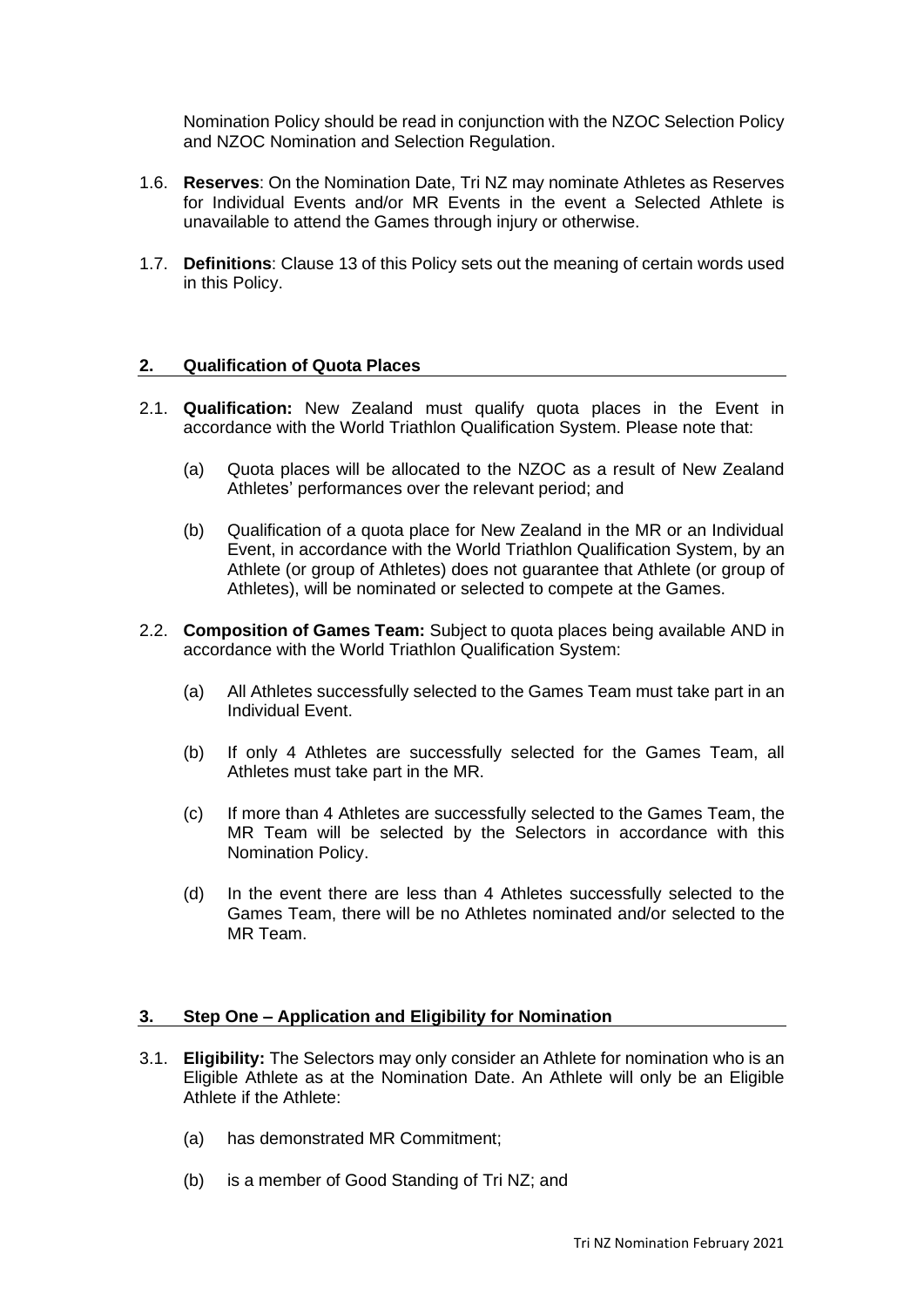Nomination Policy should be read in conjunction with the NZOC Selection Policy and NZOC Nomination and Selection Regulation.

1.6. **Reserves**: On the Nomination Date, Tri NZ may nominate Athletes as Reserves for Individual Events and/or MR Events in the event a Selected Athlete is unavailable to attend the Games through injury or otherwise.

1.7. **Definitions**: Clause 13 of this Policy sets out the meaning of certain words used in this Policy.

## 2. Qualification of Quota Places

2.1. **Qualification:** New Zealand must qualify quota places in the Event in accordance with the World Triathlon Qualification System. Please note that:

(a) Quota places will be allocated to the NZOC as a result of New Zealand Athletes' performances over the relevant period; and

(b) Qualification of a quota place for New Zealand in the MR or an Individual Event, in accordance with the World Triathlon Qualification System, by an Athlete (or group of Athletes) does not guarantee that Athlete (or group of Athletes), will be nominated or selected to compete at the Games.

2.2. **Composition of Games Team:** Subject to quota places being available AND in accordance with the World Triathlon Qualification System:

(a) All Athletes successfully selected to the Games Team must take part in an Individual Event.

(b) If only 4 Athletes are successfully selected for the Games Team, all Athletes must take part in the MR.

(c) If more than 4 Athletes are successfully selected to the Games Team, the MR Team will be selected by the Selectors in accordance with this Nomination Policy.

(d) In the event there are less than 4 Athletes successfully selected to the Games Team, there will be no Athletes nominated and/or selected to the MR Team.

## 3. Step One – Application and Eligibility for Nomination

3.1. **Eligibility:** The Selectors may only consider an Athlete for nomination who is an Eligible Athlete as at the Nomination Date. An Athlete will only be an Eligible Athlete if the Athlete:

(a) has demonstrated MR Commitment;

(b) is a member of Good Standing of Tri NZ; and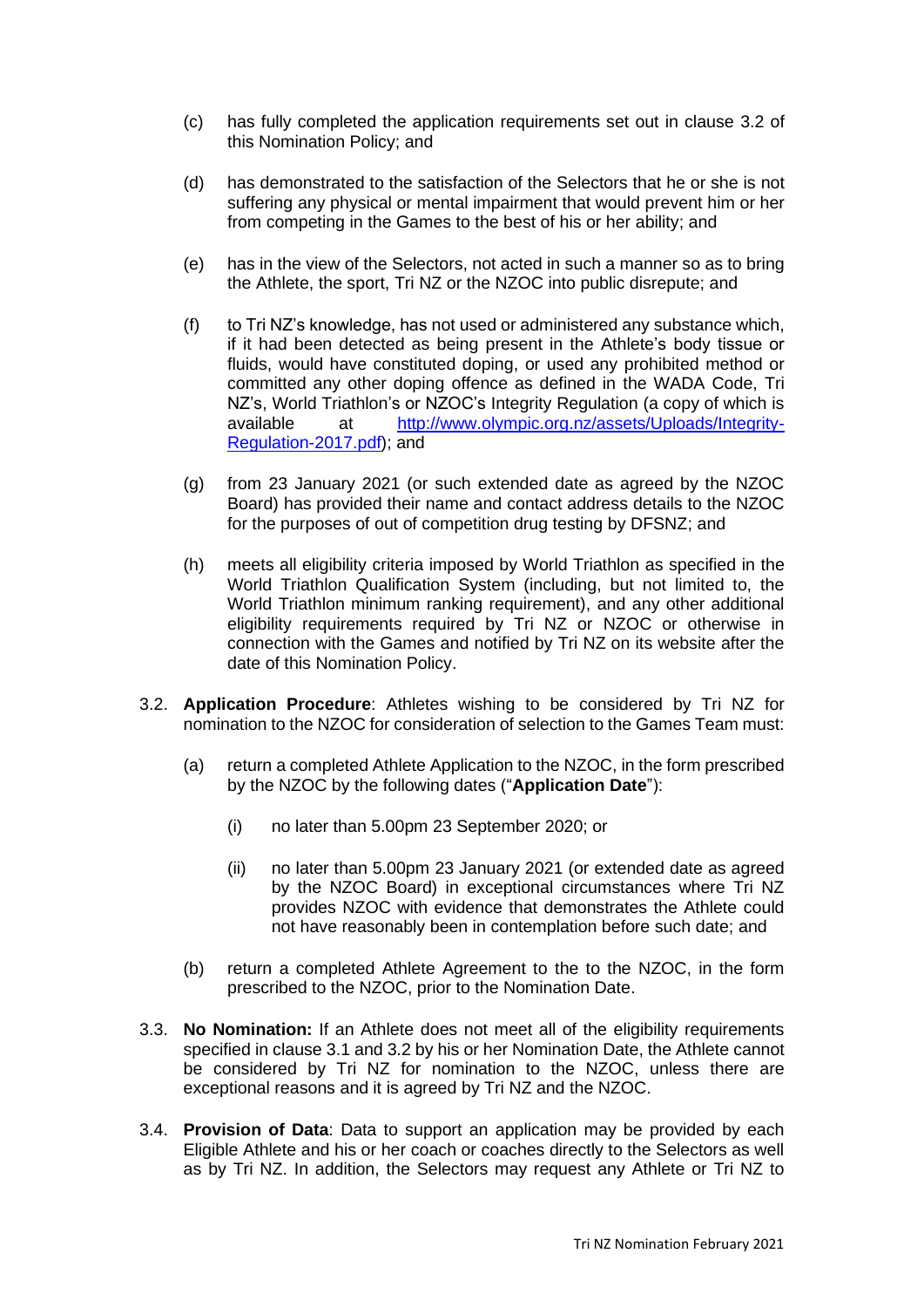(c) has fully completed the application requirements set out in clause 3.2 of this Nomination Policy; and

(d) has demonstrated to the satisfaction of the Selectors that he or she is not suffering any physical or mental impairment that would prevent him or her from competing in the Games to the best of his or her ability; and

(e) has in the view of the Selectors, not acted in such a manner so as to bring the Athlete, the sport, Tri NZ or the NZOC into public disrepute; and

(f) to Tri NZ's knowledge, has not used or administered any substance which, if it had been detected as being present in the Athlete's body tissue or fluids, would have constituted doping, or used any prohibited method or committed any other doping offence as defined in the WADA Code, Tri NZ's, World Triathlon's or NZOC's Integrity Regulation (a copy of which is available at http://www.olympic.org.nz/assets/Uploads/Integrity-Regulation-2017.pdf); and

(g) from 23 January 2021 (or such extended date as agreed by the NZOC Board) has provided their name and contact address details to the NZOC for the purposes of out of competition drug testing by DFSNZ; and

(h) meets all eligibility criteria imposed by World Triathlon as specified in the World Triathlon Qualification System (including, but not limited to, the World Triathlon minimum ranking requirement), and any other additional eligibility requirements required by Tri NZ or NZOC or otherwise in connection with the Games and notified by Tri NZ on its website after the date of this Nomination Policy.

3.2. **Application Procedure**: Athletes wishing to be considered by Tri NZ for nomination to the NZOC for consideration of selection to the Games Team must:

(a) return a completed Athlete Application to the NZOC, in the form prescribed by the NZOC by the following dates ("**Application Date**"):

(i) no later than 5.00pm 23 September 2020; or

(ii) no later than 5.00pm 23 January 2021 (or extended date as agreed by the NZOC Board) in exceptional circumstances where Tri NZ provides NZOC with evidence that demonstrates the Athlete could not have reasonably been in contemplation before such date; and

(b) return a completed Athlete Agreement to the to the NZOC, in the form prescribed to the NZOC, prior to the Nomination Date.

3.3. **No Nomination:** If an Athlete does not meet all of the eligibility requirements specified in clause 3.1 and 3.2 by his or her Nomination Date, the Athlete cannot be considered by Tri NZ for nomination to the NZOC, unless there are exceptional reasons and it is agreed by Tri NZ and the NZOC.

3.4. **Provision of Data**: Data to support an application may be provided by each Eligible Athlete and his or her coach or coaches directly to the Selectors as well as by Tri NZ. In addition, the Selectors may request any Athlete or Tri NZ to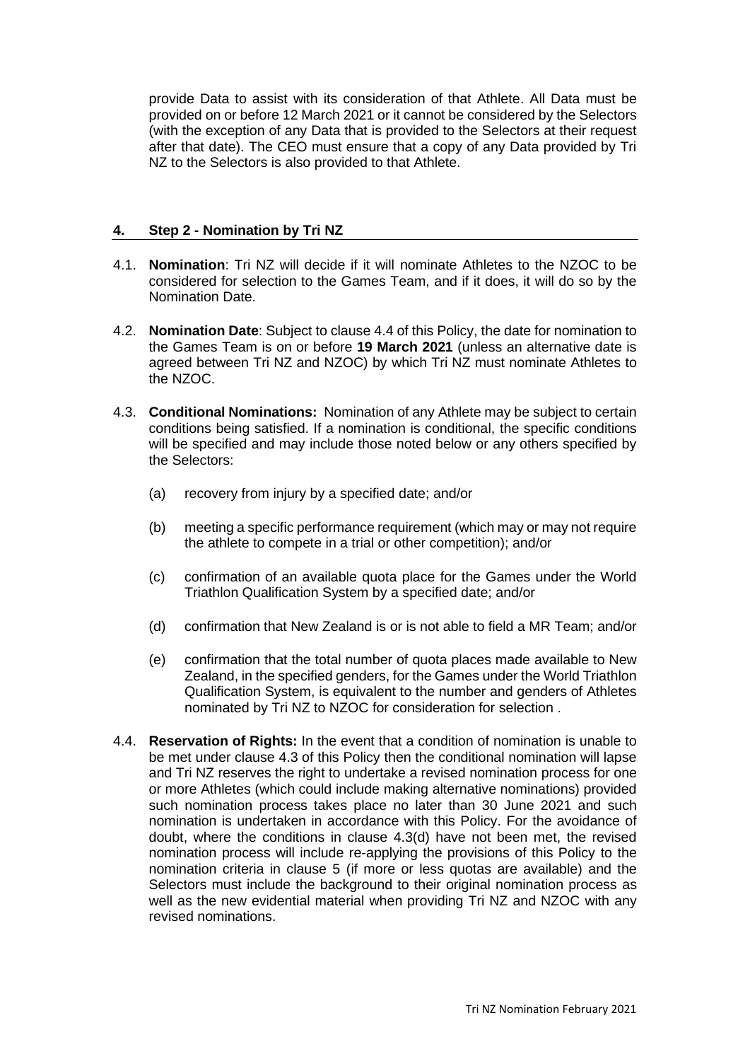provide Data to assist with its consideration of that Athlete. All Data must be provided on or before 12 March 2021 or it cannot be considered by the Selectors (with the exception of any Data that is provided to the Selectors at their request after that date). The CEO must ensure that a copy of any Data provided by Tri NZ to the Selectors is also provided to that Athlete.

## 4. Step 2 - Nomination by Tri NZ

4.1. **Nomination**: Tri NZ will decide if it will nominate Athletes to the NZOC to be considered for selection to the Games Team, and if it does, it will do so by the Nomination Date.

4.2. **Nomination Date**: Subject to clause 4.4 of this Policy, the date for nomination to the Games Team is on or before **19 March 2021** (unless an alternative date is agreed between Tri NZ and NZOC) by which Tri NZ must nominate Athletes to the NZOC.

4.3. **Conditional Nominations:** Nomination of any Athlete may be subject to certain conditions being satisfied. If a nomination is conditional, the specific conditions will be specified and may include those noted below or any others specified by the Selectors:

(a) recovery from injury by a specified date; and/or

(b) meeting a specific performance requirement (which may or may not require the athlete to compete in a trial or other competition); and/or

(c) confirmation of an available quota place for the Games under the World Triathlon Qualification System by a specified date; and/or

(d) confirmation that New Zealand is or is not able to field a MR Team; and/or

(e) confirmation that the total number of quota places made available to New Zealand, in the specified genders, for the Games under the World Triathlon Qualification System, is equivalent to the number and genders of Athletes nominated by Tri NZ to NZOC for consideration for selection .

4.4. **Reservation of Rights:** In the event that a condition of nomination is unable to be met under clause 4.3 of this Policy then the conditional nomination will lapse and Tri NZ reserves the right to undertake a revised nomination process for one or more Athletes (which could include making alternative nominations) provided such nomination process takes place no later than 30 June 2021 and such nomination is undertaken in accordance with this Policy. For the avoidance of doubt, where the conditions in clause 4.3(d) have not been met, the revised nomination process will include re-applying the provisions of this Policy to the nomination criteria in clause 5 (if more or less quotas are available) and the Selectors must include the background to their original nomination process as well as the new evidential material when providing Tri NZ and NZOC with any revised nominations.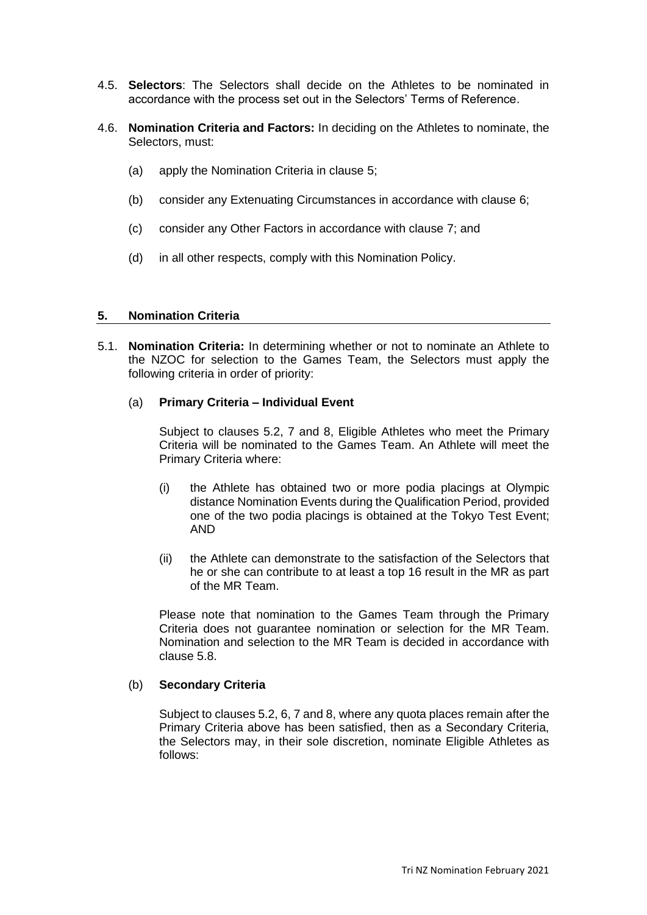4.5. **Selectors**: The Selectors shall decide on the Athletes to be nominated in accordance with the process set out in the Selectors' Terms of Reference.

4.6. **Nomination Criteria and Factors:** In deciding on the Athletes to nominate, the Selectors, must:

(a) apply the Nomination Criteria in clause 5;

(b) consider any Extenuating Circumstances in accordance with clause 6;

(c) consider any Other Factors in accordance with clause 7; and

(d) in all other respects, comply with this Nomination Policy.

## 5. Nomination Criteria

5.1. **Nomination Criteria:** In determining whether or not to nominate an Athlete to the NZOC for selection to the Games Team, the Selectors must apply the following criteria in order of priority:

(a) **Primary Criteria – Individual Event**

Subject to clauses 5.2, 7 and 8, Eligible Athletes who meet the Primary Criteria will be nominated to the Games Team. An Athlete will meet the Primary Criteria where:

(i) the Athlete has obtained two or more podia placings at Olympic distance Nomination Events during the Qualification Period, provided one of the two podia placings is obtained at the Tokyo Test Event; AND

(ii) the Athlete can demonstrate to the satisfaction of the Selectors that he or she can contribute to at least a top 16 result in the MR as part of the MR Team.

Please note that nomination to the Games Team through the Primary Criteria does not guarantee nomination or selection for the MR Team. Nomination and selection to the MR Team is decided in accordance with clause 5.8.

(b) **Secondary Criteria**

Subject to clauses 5.2, 6, 7 and 8, where any quota places remain after the Primary Criteria above has been satisfied, then as a Secondary Criteria, the Selectors may, in their sole discretion, nominate Eligible Athletes as follows: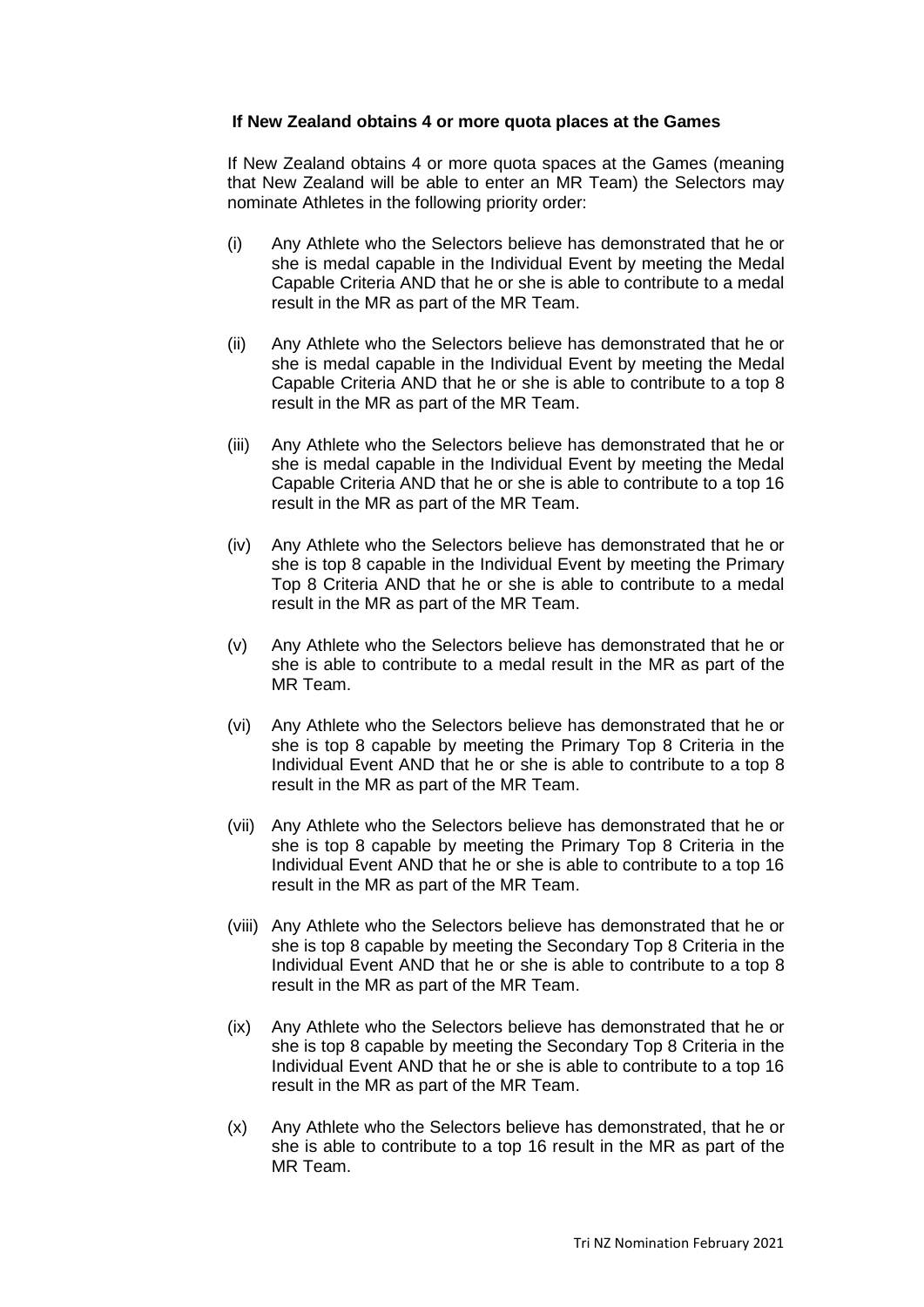**If New Zealand obtains 4 or more quota places at the Games**

If New Zealand obtains 4 or more quota spaces at the Games (meaning that New Zealand will be able to enter an MR Team) the Selectors may nominate Athletes in the following priority order:

(i) Any Athlete who the Selectors believe has demonstrated that he or she is medal capable in the Individual Event by meeting the Medal Capable Criteria AND that he or she is able to contribute to a medal result in the MR as part of the MR Team.

(ii) Any Athlete who the Selectors believe has demonstrated that he or she is medal capable in the Individual Event by meeting the Medal Capable Criteria AND that he or she is able to contribute to a top 8 result in the MR as part of the MR Team.

(iii) Any Athlete who the Selectors believe has demonstrated that he or she is medal capable in the Individual Event by meeting the Medal Capable Criteria AND that he or she is able to contribute to a top 16 result in the MR as part of the MR Team.

(iv) Any Athlete who the Selectors believe has demonstrated that he or she is top 8 capable in the Individual Event by meeting the Primary Top 8 Criteria AND that he or she is able to contribute to a medal result in the MR as part of the MR Team.

(v) Any Athlete who the Selectors believe has demonstrated that he or she is able to contribute to a medal result in the MR as part of the MR Team.

(vi) Any Athlete who the Selectors believe has demonstrated that he or she is top 8 capable by meeting the Primary Top 8 Criteria in the Individual Event AND that he or she is able to contribute to a top 8 result in the MR as part of the MR Team.

(vii) Any Athlete who the Selectors believe has demonstrated that he or she is top 8 capable by meeting the Primary Top 8 Criteria in the Individual Event AND that he or she is able to contribute to a top 16 result in the MR as part of the MR Team.

(viii) Any Athlete who the Selectors believe has demonstrated that he or she is top 8 capable by meeting the Secondary Top 8 Criteria in the Individual Event AND that he or she is able to contribute to a top 8 result in the MR as part of the MR Team.

(ix) Any Athlete who the Selectors believe has demonstrated that he or she is top 8 capable by meeting the Secondary Top 8 Criteria in the Individual Event AND that he or she is able to contribute to a top 16 result in the MR as part of the MR Team.

(x) Any Athlete who the Selectors believe has demonstrated, that he or she is able to contribute to a top 16 result in the MR as part of the MR Team.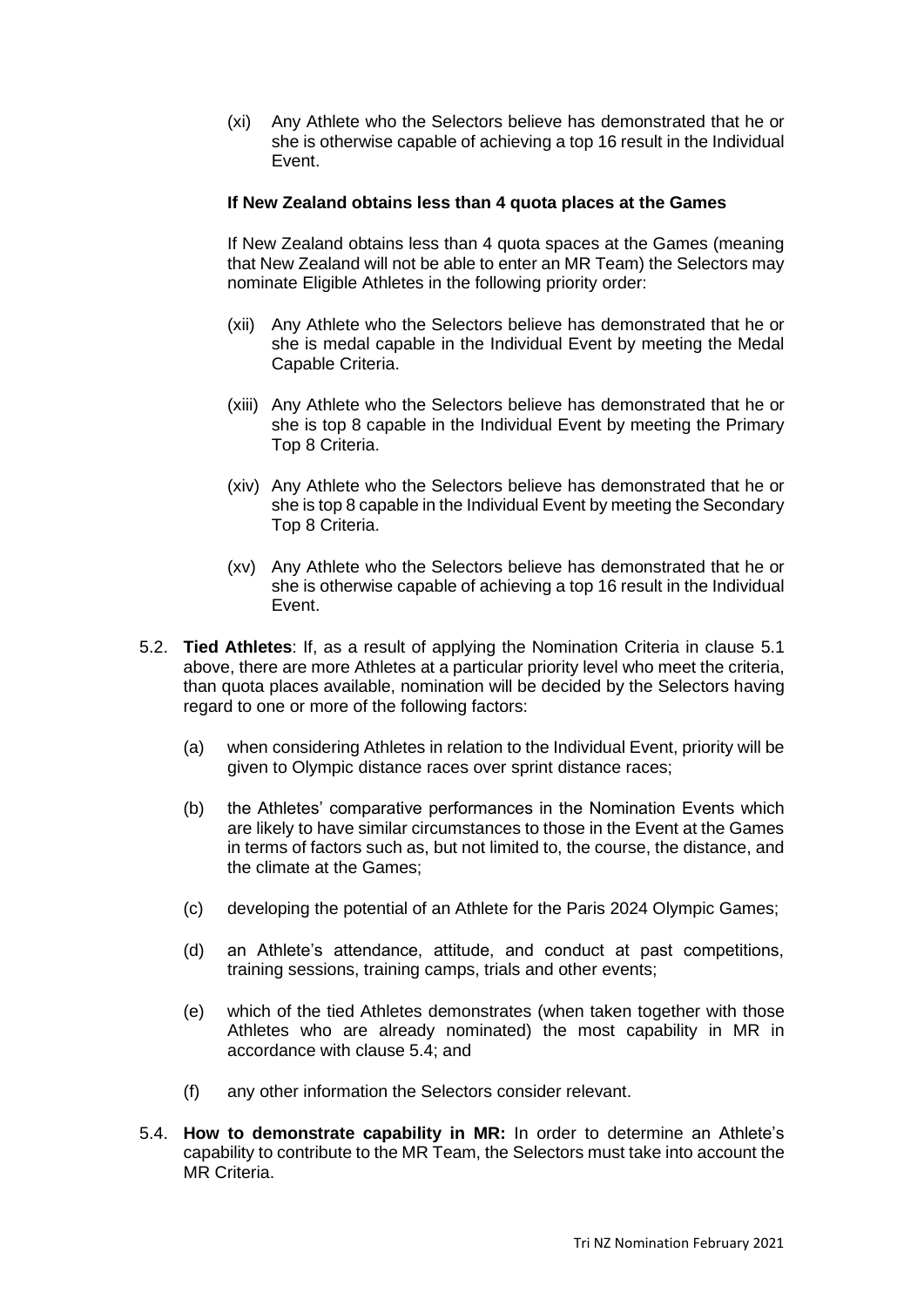(xi) Any Athlete who the Selectors believe has demonstrated that he or she is otherwise capable of achieving a top 16 result in the Individual Event.

**If New Zealand obtains less than 4 quota places at the Games**

If New Zealand obtains less than 4 quota spaces at the Games (meaning that New Zealand will not be able to enter an MR Team) the Selectors may nominate Eligible Athletes in the following priority order:

(xii) Any Athlete who the Selectors believe has demonstrated that he or she is medal capable in the Individual Event by meeting the Medal Capable Criteria.

(xiii) Any Athlete who the Selectors believe has demonstrated that he or she is top 8 capable in the Individual Event by meeting the Primary Top 8 Criteria.

(xiv) Any Athlete who the Selectors believe has demonstrated that he or she is top 8 capable in the Individual Event by meeting the Secondary Top 8 Criteria.

(xv) Any Athlete who the Selectors believe has demonstrated that he or she is otherwise capable of achieving a top 16 result in the Individual Event.

5.2. **Tied Athletes**: If, as a result of applying the Nomination Criteria in clause 5.1 above, there are more Athletes at a particular priority level who meet the criteria, than quota places available, nomination will be decided by the Selectors having regard to one or more of the following factors:

(a) when considering Athletes in relation to the Individual Event, priority will be given to Olympic distance races over sprint distance races;

(b) the Athletes' comparative performances in the Nomination Events which are likely to have similar circumstances to those in the Event at the Games in terms of factors such as, but not limited to, the course, the distance, and the climate at the Games;

(c) developing the potential of an Athlete for the Paris 2024 Olympic Games;

(d) an Athlete's attendance, attitude, and conduct at past competitions, training sessions, training camps, trials and other events;

(e) which of the tied Athletes demonstrates (when taken together with those Athletes who are already nominated) the most capability in MR in accordance with clause 5.4; and

(f) any other information the Selectors consider relevant.

5.4. **How to demonstrate capability in MR:** In order to determine an Athlete's capability to contribute to the MR Team, the Selectors must take into account the MR Criteria.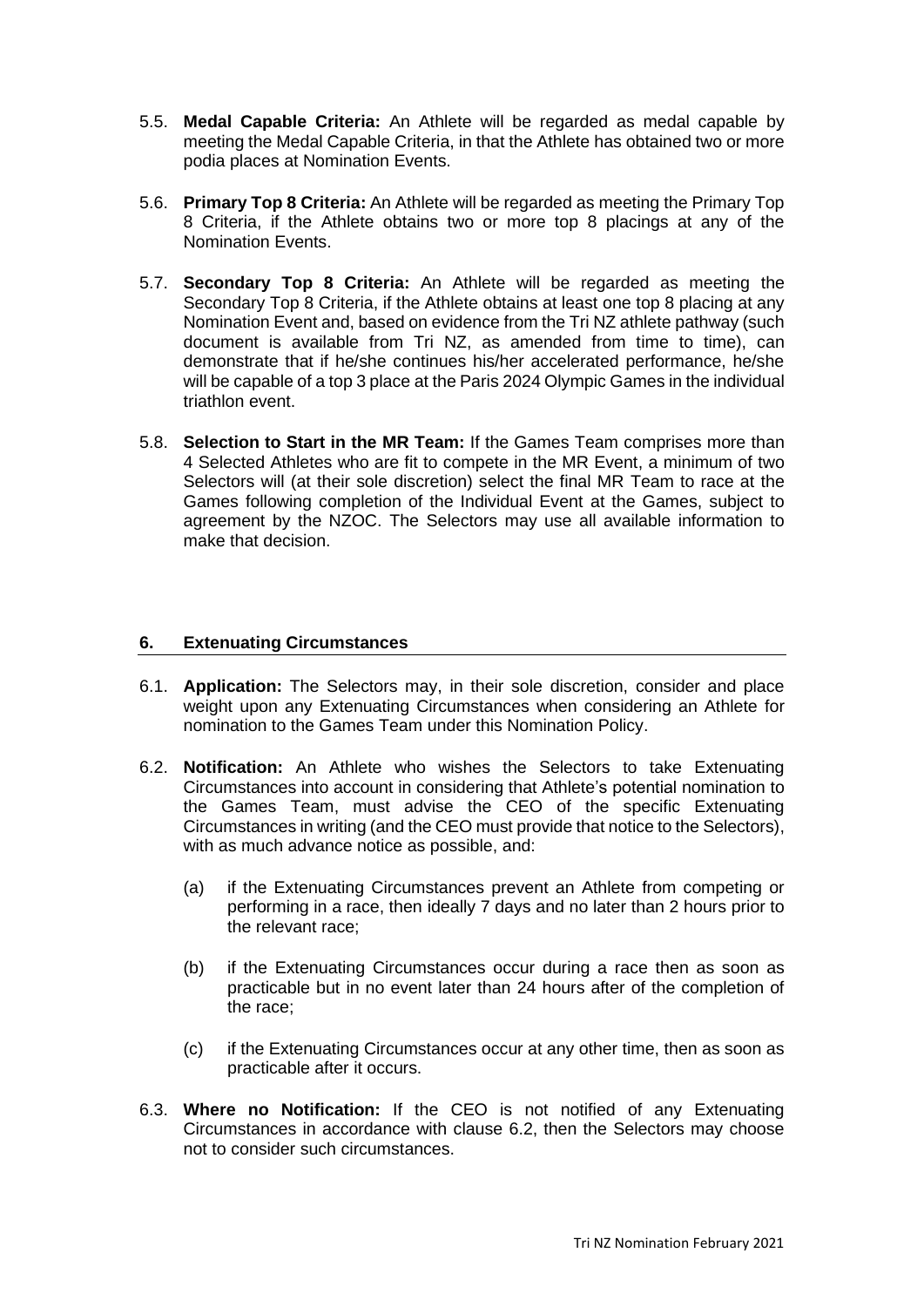5.5. **Medal Capable Criteria:** An Athlete will be regarded as medal capable by meeting the Medal Capable Criteria, in that the Athlete has obtained two or more podia places at Nomination Events.

5.6. **Primary Top 8 Criteria:** An Athlete will be regarded as meeting the Primary Top 8 Criteria, if the Athlete obtains two or more top 8 placings at any of the Nomination Events.

5.7. **Secondary Top 8 Criteria:** An Athlete will be regarded as meeting the Secondary Top 8 Criteria, if the Athlete obtains at least one top 8 placing at any Nomination Event and, based on evidence from the Tri NZ athlete pathway (such document is available from Tri NZ, as amended from time to time), can demonstrate that if he/she continues his/her accelerated performance, he/she will be capable of a top 3 place at the Paris 2024 Olympic Games in the individual triathlon event.

5.8. **Selection to Start in the MR Team:** If the Games Team comprises more than 4 Selected Athletes who are fit to compete in the MR Event, a minimum of two Selectors will (at their sole discretion) select the final MR Team to race at the Games following completion of the Individual Event at the Games, subject to agreement by the NZOC. The Selectors may use all available information to make that decision.

## 6. Extenuating Circumstances

6.1. **Application:** The Selectors may, in their sole discretion, consider and place weight upon any Extenuating Circumstances when considering an Athlete for nomination to the Games Team under this Nomination Policy.

6.2. **Notification:** An Athlete who wishes the Selectors to take Extenuating Circumstances into account in considering that Athlete's potential nomination to the Games Team, must advise the CEO of the specific Extenuating Circumstances in writing (and the CEO must provide that notice to the Selectors), with as much advance notice as possible, and:

(a) if the Extenuating Circumstances prevent an Athlete from competing or performing in a race, then ideally 7 days and no later than 2 hours prior to the relevant race;

(b) if the Extenuating Circumstances occur during a race then as soon as practicable but in no event later than 24 hours after of the completion of the race;

(c) if the Extenuating Circumstances occur at any other time, then as soon as practicable after it occurs.

6.3. **Where no Notification:** If the CEO is not notified of any Extenuating Circumstances in accordance with clause 6.2, then the Selectors may choose not to consider such circumstances.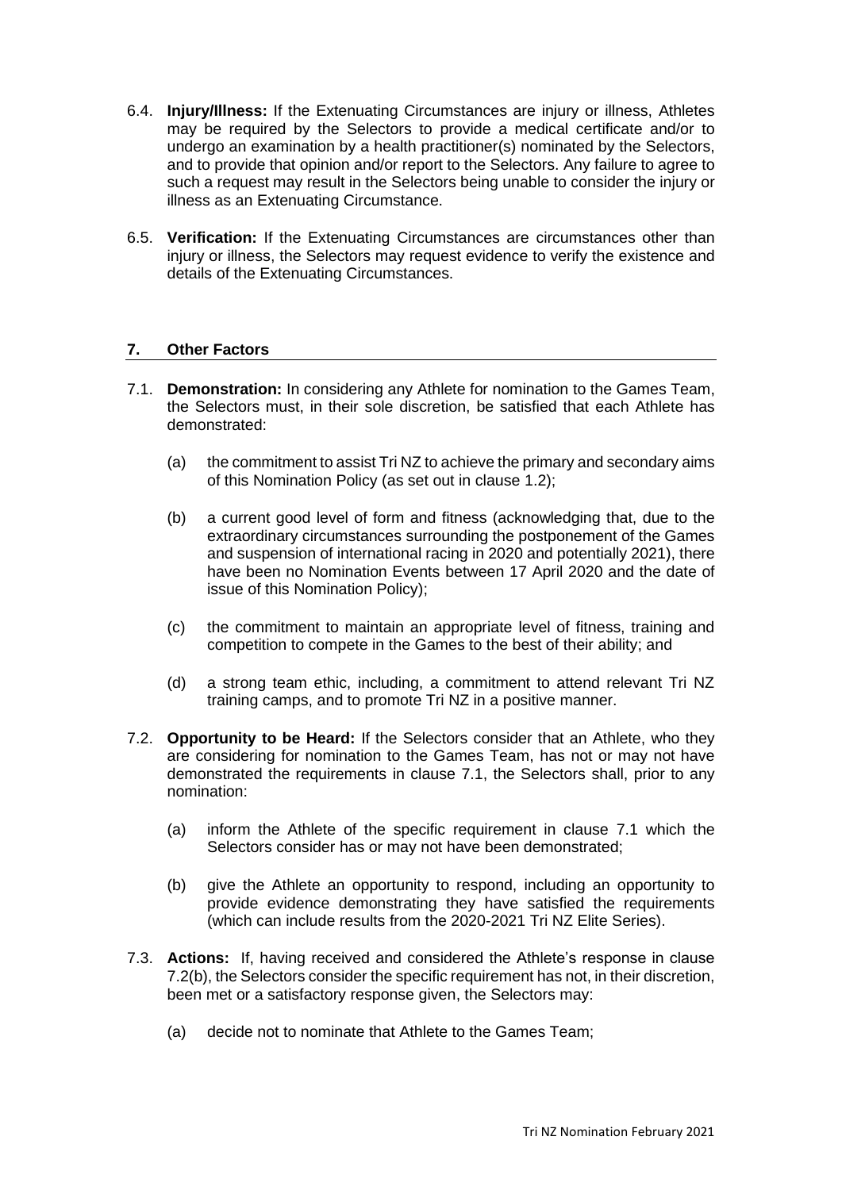6.4. **Injury/Illness:** If the Extenuating Circumstances are injury or illness, Athletes may be required by the Selectors to provide a medical certificate and/or to undergo an examination by a health practitioner(s) nominated by the Selectors, and to provide that opinion and/or report to the Selectors. Any failure to agree to such a request may result in the Selectors being unable to consider the injury or illness as an Extenuating Circumstance.

6.5. **Verification:** If the Extenuating Circumstances are circumstances other than injury or illness, the Selectors may request evidence to verify the existence and details of the Extenuating Circumstances.

## 7. Other Factors

7.1. **Demonstration:** In considering any Athlete for nomination to the Games Team, the Selectors must, in their sole discretion, be satisfied that each Athlete has demonstrated:

(a) the commitment to assist Tri NZ to achieve the primary and secondary aims of this Nomination Policy (as set out in clause 1.2);

(b) a current good level of form and fitness (acknowledging that, due to the extraordinary circumstances surrounding the postponement of the Games and suspension of international racing in 2020 and potentially 2021), there have been no Nomination Events between 17 April 2020 and the date of issue of this Nomination Policy);

(c) the commitment to maintain an appropriate level of fitness, training and competition to compete in the Games to the best of their ability; and

(d) a strong team ethic, including, a commitment to attend relevant Tri NZ training camps, and to promote Tri NZ in a positive manner.

7.2. **Opportunity to be Heard:** If the Selectors consider that an Athlete, who they are considering for nomination to the Games Team, has not or may not have demonstrated the requirements in clause 7.1, the Selectors shall, prior to any nomination:

(a) inform the Athlete of the specific requirement in clause 7.1 which the Selectors consider has or may not have been demonstrated;

(b) give the Athlete an opportunity to respond, including an opportunity to provide evidence demonstrating they have satisfied the requirements (which can include results from the 2020-2021 Tri NZ Elite Series).

7.3. **Actions:** If, having received and considered the Athlete's response in clause 7.2(b), the Selectors consider the specific requirement has not, in their discretion, been met or a satisfactory response given, the Selectors may:

(a) decide not to nominate that Athlete to the Games Team;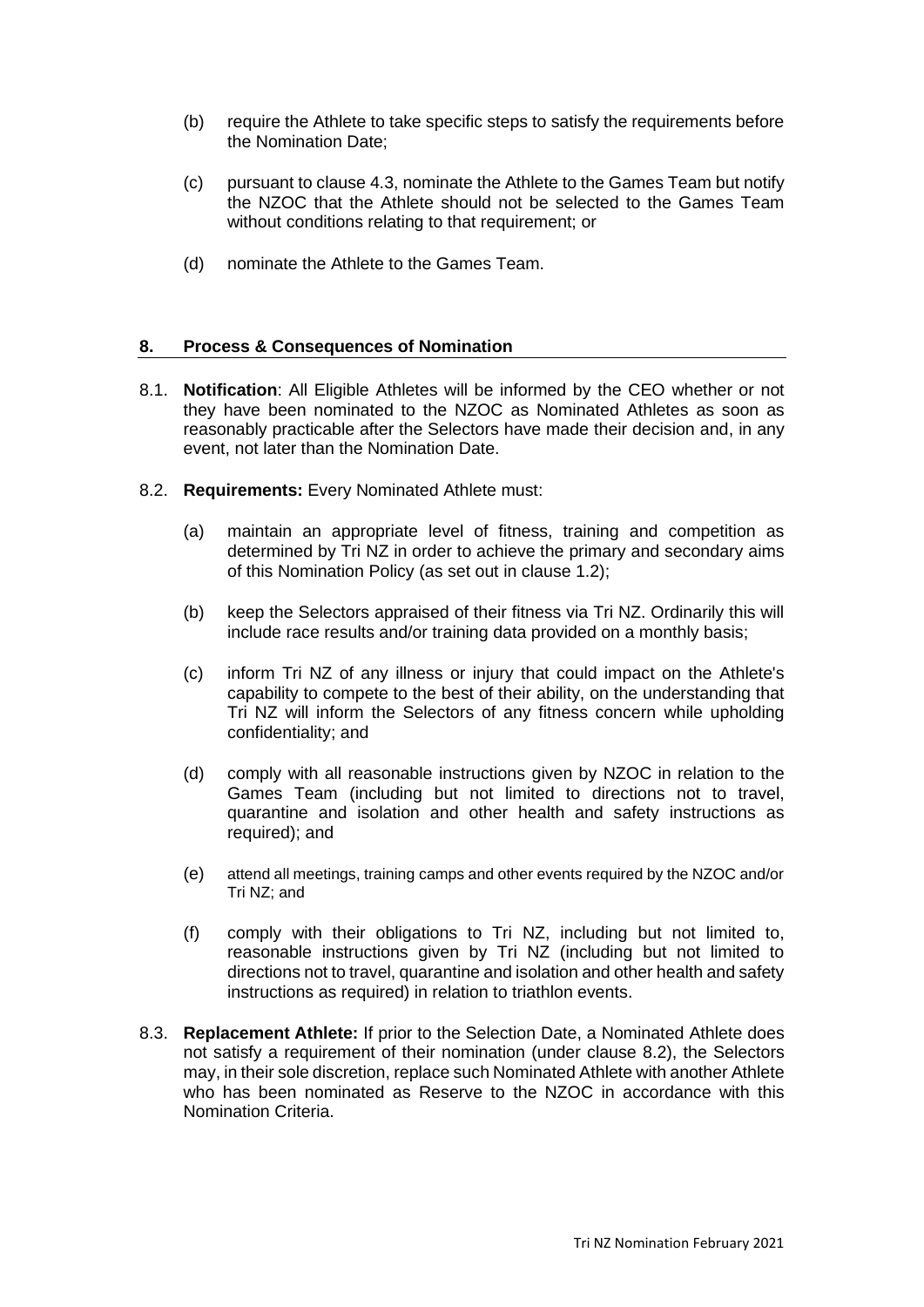(b) require the Athlete to take specific steps to satisfy the requirements before the Nomination Date;

(c) pursuant to clause 4.3, nominate the Athlete to the Games Team but notify the NZOC that the Athlete should not be selected to the Games Team without conditions relating to that requirement; or

(d) nominate the Athlete to the Games Team.

## 8. Process & Consequences of Nomination

8.1. **Notification**: All Eligible Athletes will be informed by the CEO whether or not they have been nominated to the NZOC as Nominated Athletes as soon as reasonably practicable after the Selectors have made their decision and, in any event, not later than the Nomination Date.

8.2. **Requirements:** Every Nominated Athlete must:

(a) maintain an appropriate level of fitness, training and competition as determined by Tri NZ in order to achieve the primary and secondary aims of this Nomination Policy (as set out in clause 1.2);

(b) keep the Selectors appraised of their fitness via Tri NZ. Ordinarily this will include race results and/or training data provided on a monthly basis;

(c) inform Tri NZ of any illness or injury that could impact on the Athlete's capability to compete to the best of their ability, on the understanding that Tri NZ will inform the Selectors of any fitness concern while upholding confidentiality; and

(d) comply with all reasonable instructions given by NZOC in relation to the Games Team (including but not limited to directions not to travel, quarantine and isolation and other health and safety instructions as required); and

(e) attend all meetings, training camps and other events required by the NZOC and/or Tri NZ; and

(f) comply with their obligations to Tri NZ, including but not limited to, reasonable instructions given by Tri NZ (including but not limited to directions not to travel, quarantine and isolation and other health and safety instructions as required) in relation to triathlon events.

8.3. **Replacement Athlete:** If prior to the Selection Date, a Nominated Athlete does not satisfy a requirement of their nomination (under clause 8.2), the Selectors may, in their sole discretion, replace such Nominated Athlete with another Athlete who has been nominated as Reserve to the NZOC in accordance with this Nomination Criteria.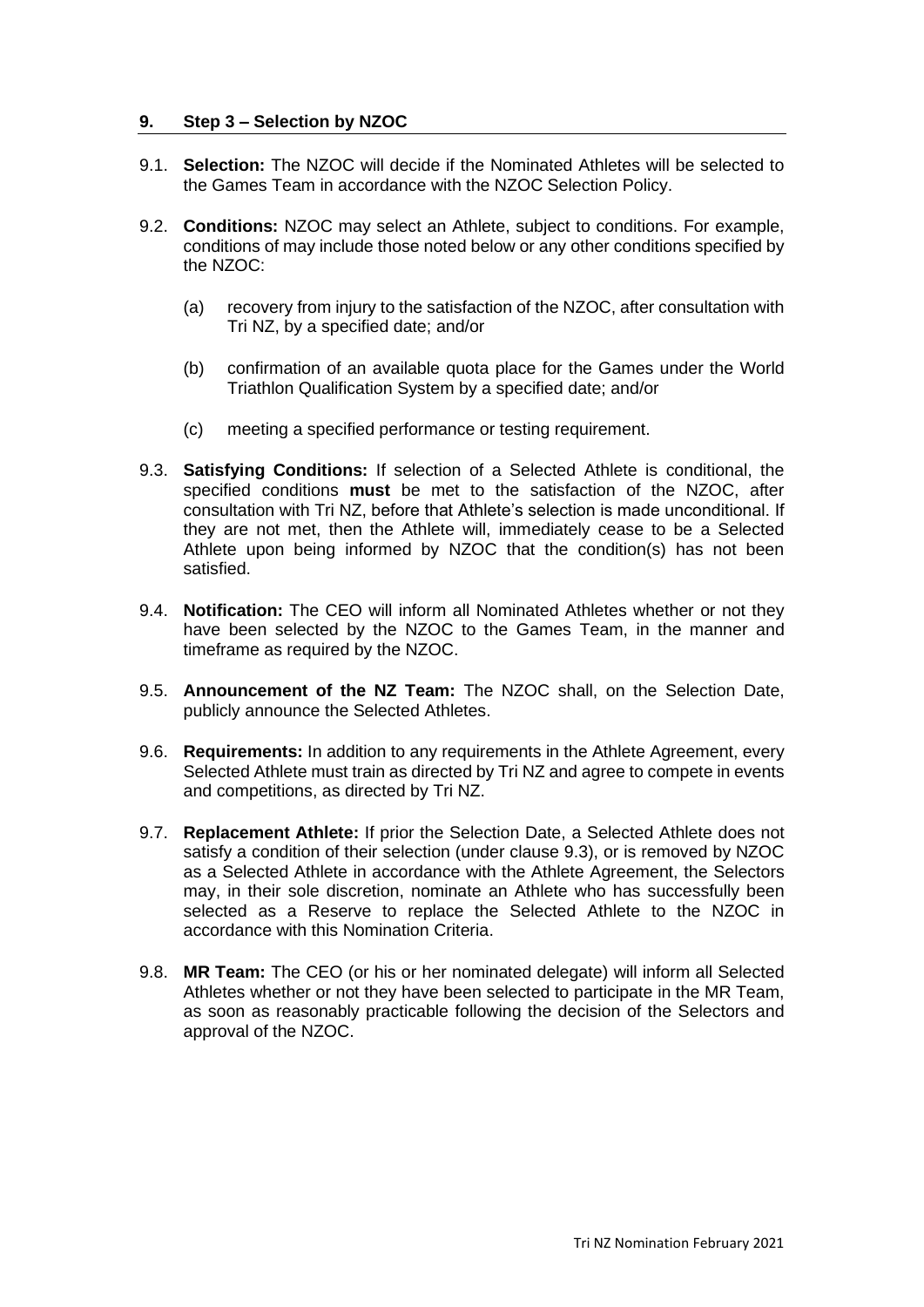## 9. Step 3 – Selection by NZOC

9.1. **Selection:** The NZOC will decide if the Nominated Athletes will be selected to the Games Team in accordance with the NZOC Selection Policy.

9.2. **Conditions:** NZOC may select an Athlete, subject to conditions. For example, conditions of may include those noted below or any other conditions specified by the NZOC:

(a) recovery from injury to the satisfaction of the NZOC, after consultation with Tri NZ, by a specified date; and/or

(b) confirmation of an available quota place for the Games under the World Triathlon Qualification System by a specified date; and/or

(c) meeting a specified performance or testing requirement.

9.3. **Satisfying Conditions:** If selection of a Selected Athlete is conditional, the specified conditions **must** be met to the satisfaction of the NZOC, after consultation with Tri NZ, before that Athlete's selection is made unconditional. If they are not met, then the Athlete will, immediately cease to be a Selected Athlete upon being informed by NZOC that the condition(s) has not been satisfied.

9.4. **Notification:** The CEO will inform all Nominated Athletes whether or not they have been selected by the NZOC to the Games Team, in the manner and timeframe as required by the NZOC.

9.5. **Announcement of the NZ Team:** The NZOC shall, on the Selection Date, publicly announce the Selected Athletes.

9.6. **Requirements:** In addition to any requirements in the Athlete Agreement, every Selected Athlete must train as directed by Tri NZ and agree to compete in events and competitions, as directed by Tri NZ.

9.7. **Replacement Athlete:** If prior the Selection Date, a Selected Athlete does not satisfy a condition of their selection (under clause 9.3), or is removed by NZOC as a Selected Athlete in accordance with the Athlete Agreement, the Selectors may, in their sole discretion, nominate an Athlete who has successfully been selected as a Reserve to replace the Selected Athlete to the NZOC in accordance with this Nomination Criteria.

9.8. **MR Team:** The CEO (or his or her nominated delegate) will inform all Selected Athletes whether or not they have been selected to participate in the MR Team, as soon as reasonably practicable following the decision of the Selectors and approval of the NZOC.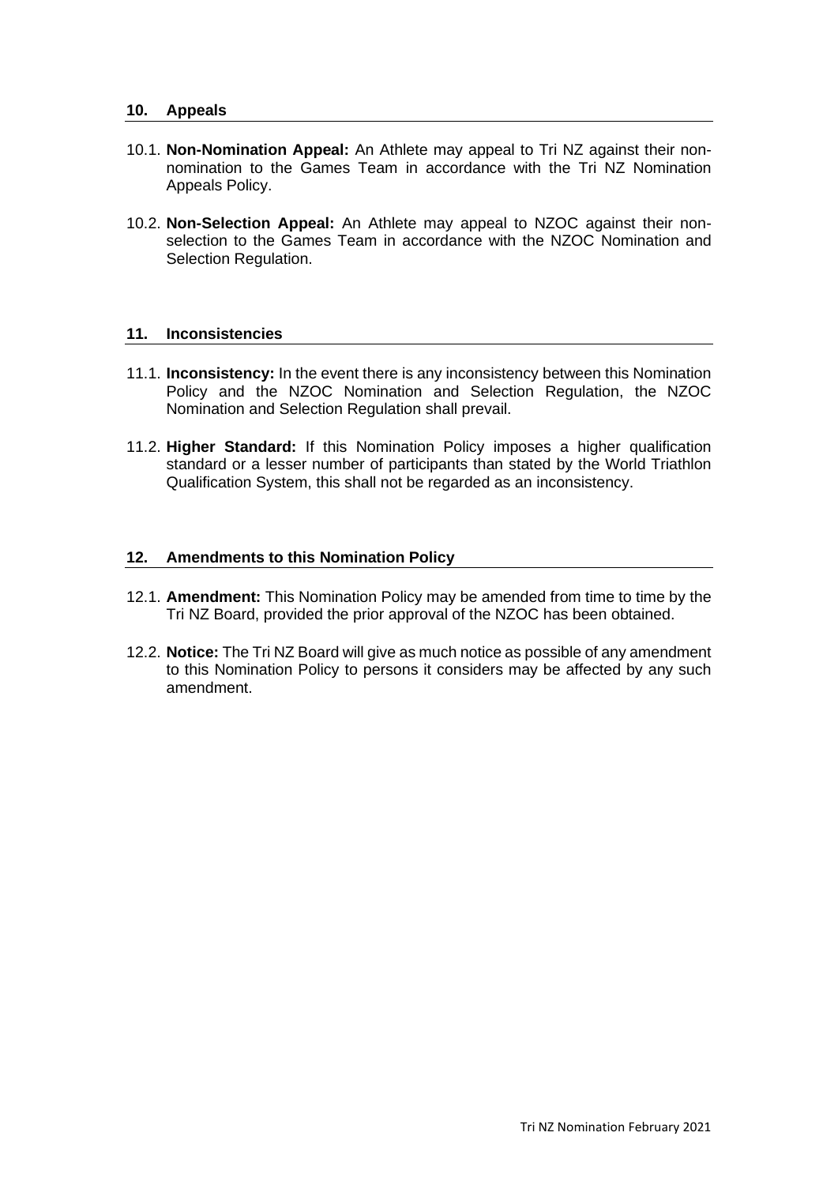## 10. Appeals

10.1. **Non-Nomination Appeal:** An Athlete may appeal to Tri NZ against their non-nomination to the Games Team in accordance with the Tri NZ Nomination Appeals Policy.

10.2. **Non-Selection Appeal:** An Athlete may appeal to NZOC against their non-selection to the Games Team in accordance with the NZOC Nomination and Selection Regulation.

## 11. Inconsistencies

11.1. **Inconsistency:** In the event there is any inconsistency between this Nomination Policy and the NZOC Nomination and Selection Regulation, the NZOC Nomination and Selection Regulation shall prevail.

11.2. **Higher Standard:** If this Nomination Policy imposes a higher qualification standard or a lesser number of participants than stated by the World Triathlon Qualification System, this shall not be regarded as an inconsistency.

## 12. Amendments to this Nomination Policy

12.1. **Amendment:** This Nomination Policy may be amended from time to time by the Tri NZ Board, provided the prior approval of the NZOC has been obtained.

12.2. **Notice:** The Tri NZ Board will give as much notice as possible of any amendment to this Nomination Policy to persons it considers may be affected by any such amendment.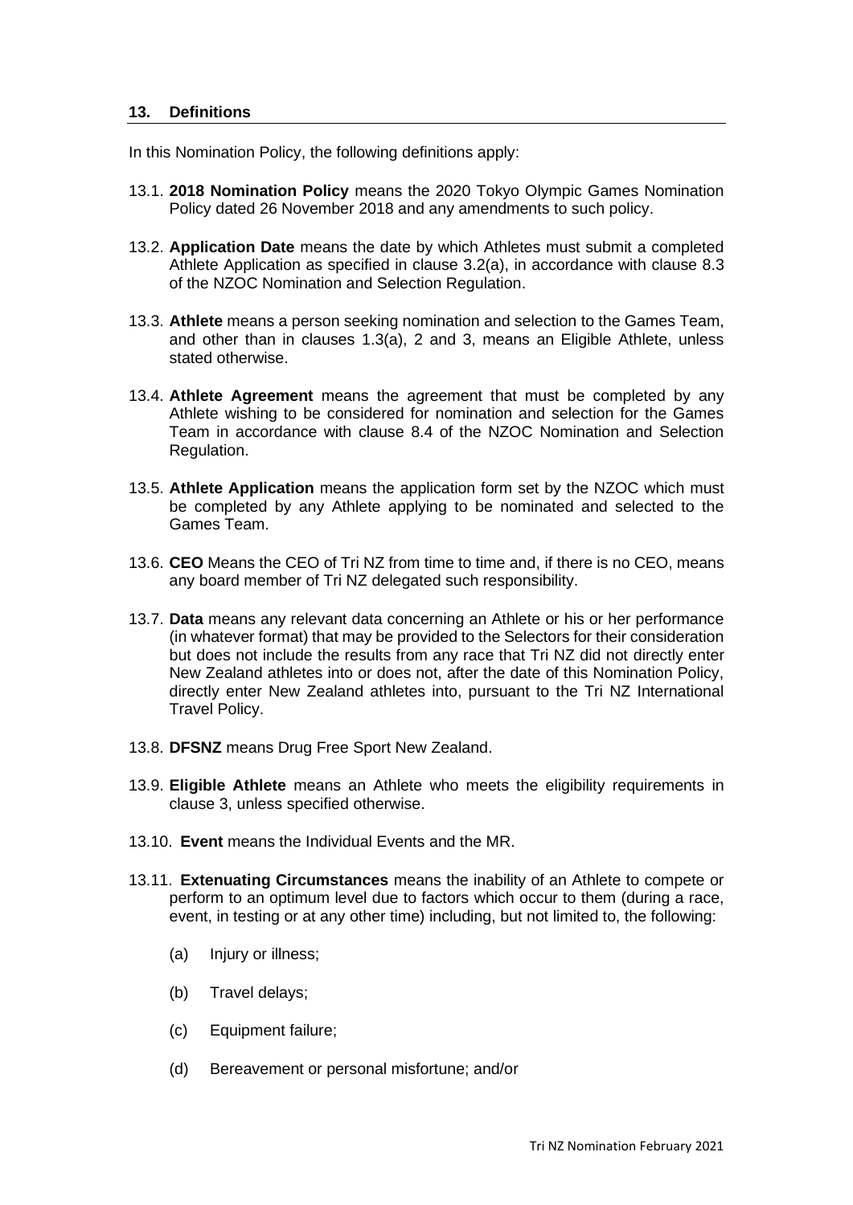## 13. Definitions

In this Nomination Policy, the following definitions apply:

13.1. **2018 Nomination Policy** means the 2020 Tokyo Olympic Games Nomination Policy dated 26 November 2018 and any amendments to such policy.

13.2. **Application Date** means the date by which Athletes must submit a completed Athlete Application as specified in clause 3.2(a), in accordance with clause 8.3 of the NZOC Nomination and Selection Regulation.

13.3. **Athlete** means a person seeking nomination and selection to the Games Team, and other than in clauses 1.3(a), 2 and 3, means an Eligible Athlete, unless stated otherwise.

13.4. **Athlete Agreement** means the agreement that must be completed by any Athlete wishing to be considered for nomination and selection for the Games Team in accordance with clause 8.4 of the NZOC Nomination and Selection Regulation.

13.5. **Athlete Application** means the application form set by the NZOC which must be completed by any Athlete applying to be nominated and selected to the Games Team.

13.6. **CEO** Means the CEO of Tri NZ from time to time and, if there is no CEO, means any board member of Tri NZ delegated such responsibility.

13.7. **Data** means any relevant data concerning an Athlete or his or her performance (in whatever format) that may be provided to the Selectors for their consideration but does not include the results from any race that Tri NZ did not directly enter New Zealand athletes into or does not, after the date of this Nomination Policy, directly enter New Zealand athletes into, pursuant to the Tri NZ International Travel Policy.

13.8. **DFSNZ** means Drug Free Sport New Zealand.

13.9. **Eligible Athlete** means an Athlete who meets the eligibility requirements in clause 3, unless specified otherwise.

13.10. **Event** means the Individual Events and the MR.

13.11. **Extenuating Circumstances** means the inability of an Athlete to compete or perform to an optimum level due to factors which occur to them (during a race, event, in testing or at any other time) including, but not limited to, the following:

(a) Injury or illness;

(b) Travel delays;

(c) Equipment failure;

(d) Bereavement or personal misfortune; and/or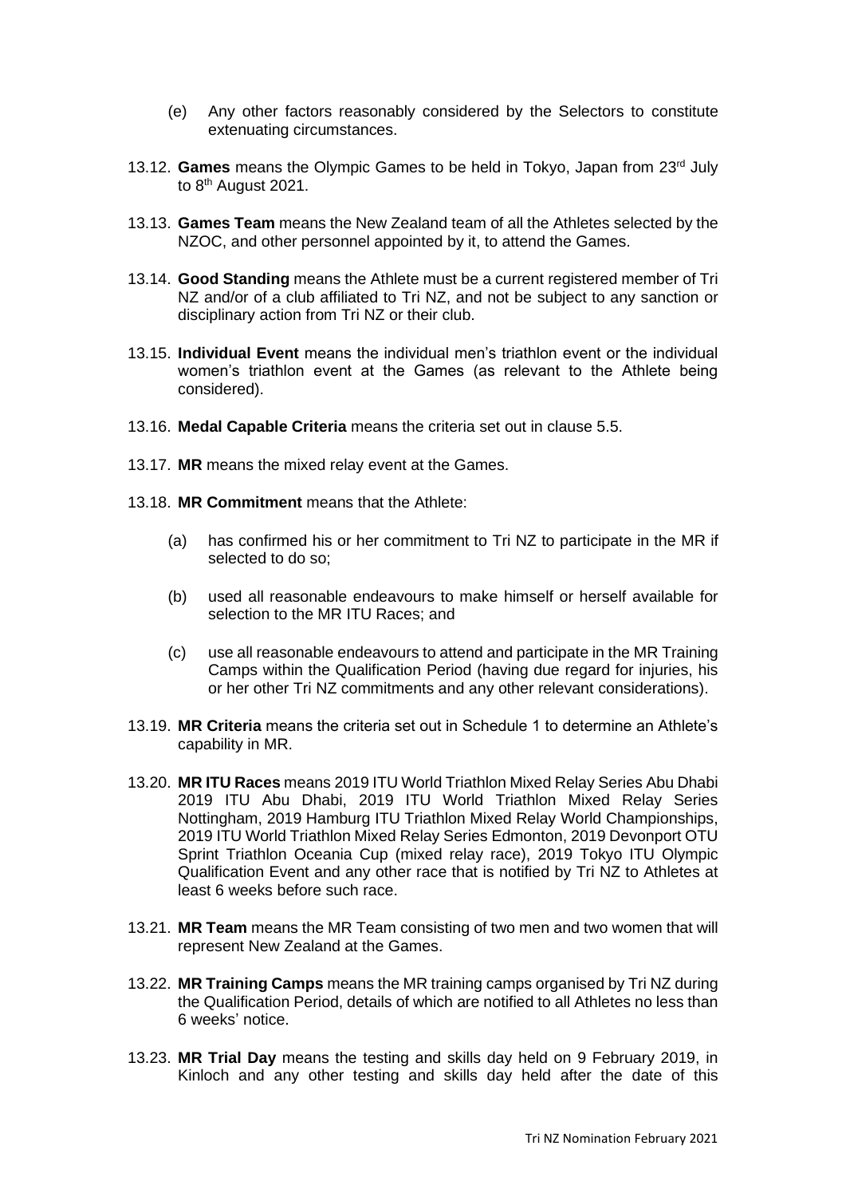(e) Any other factors reasonably considered by the Selectors to constitute extenuating circumstances.

13.12. **Games** means the Olympic Games to be held in Tokyo, Japan from 23rd July to 8th August 2021.

13.13. **Games Team** means the New Zealand team of all the Athletes selected by the NZOC, and other personnel appointed by it, to attend the Games.

13.14. **Good Standing** means the Athlete must be a current registered member of Tri NZ and/or of a club affiliated to Tri NZ, and not be subject to any sanction or disciplinary action from Tri NZ or their club.

13.15. **Individual Event** means the individual men's triathlon event or the individual women's triathlon event at the Games (as relevant to the Athlete being considered).

13.16. **Medal Capable Criteria** means the criteria set out in clause 5.5.

13.17. **MR** means the mixed relay event at the Games.

13.18. **MR Commitment** means that the Athlete:

(a) has confirmed his or her commitment to Tri NZ to participate in the MR if selected to do so;

(b) used all reasonable endeavours to make himself or herself available for selection to the MR ITU Races; and

(c) use all reasonable endeavours to attend and participate in the MR Training Camps within the Qualification Period (having due regard for injuries, his or her other Tri NZ commitments and any other relevant considerations).

13.19. **MR Criteria** means the criteria set out in Schedule 1 to determine an Athlete's capability in MR.

13.20. **MR ITU Races** means 2019 ITU World Triathlon Mixed Relay Series Abu Dhabi 2019 ITU Abu Dhabi, 2019 ITU World Triathlon Mixed Relay Series Nottingham, 2019 Hamburg ITU Triathlon Mixed Relay World Championships, 2019 ITU World Triathlon Mixed Relay Series Edmonton, 2019 Devonport OTU Sprint Triathlon Oceania Cup (mixed relay race), 2019 Tokyo ITU Olympic Qualification Event and any other race that is notified by Tri NZ to Athletes at least 6 weeks before such race.

13.21. **MR Team** means the MR Team consisting of two men and two women that will represent New Zealand at the Games.

13.22. **MR Training Camps** means the MR training camps organised by Tri NZ during the Qualification Period, details of which are notified to all Athletes no less than 6 weeks' notice.

13.23. **MR Trial Day** means the testing and skills day held on 9 February 2019, in Kinloch and any other testing and skills day held after the date of this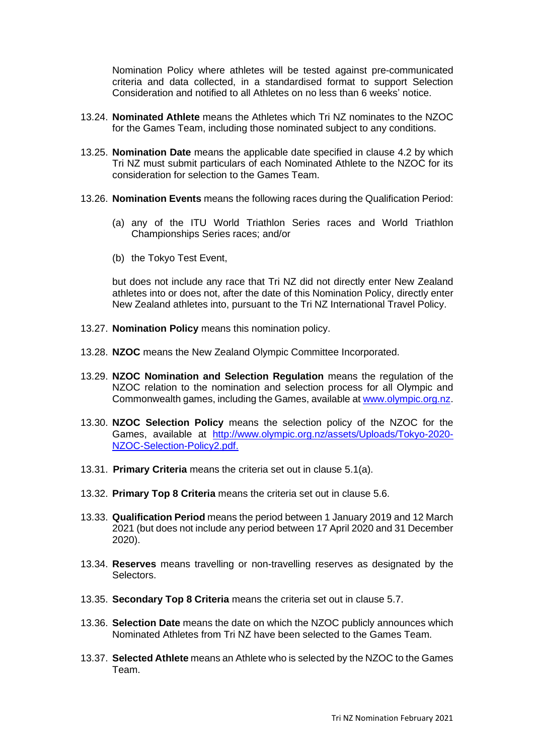Nomination Policy where athletes will be tested against pre-communicated criteria and data collected, in a standardised format to support Selection Consideration and notified to all Athletes on no less than 6 weeks' notice.

13.24. **Nominated Athlete** means the Athletes which Tri NZ nominates to the NZOC for the Games Team, including those nominated subject to any conditions.

13.25. **Nomination Date** means the applicable date specified in clause 4.2 by which Tri NZ must submit particulars of each Nominated Athlete to the NZOC for its consideration for selection to the Games Team.

13.26. **Nomination Events** means the following races during the Qualification Period:

(a) any of the ITU World Triathlon Series races and World Triathlon Championships Series races; and/or

(b) the Tokyo Test Event,

but does not include any race that Tri NZ did not directly enter New Zealand athletes into or does not, after the date of this Nomination Policy, directly enter New Zealand athletes into, pursuant to the Tri NZ International Travel Policy.

13.27. **Nomination Policy** means this nomination policy.

13.28. **NZOC** means the New Zealand Olympic Committee Incorporated.

13.29. **NZOC Nomination and Selection Regulation** means the regulation of the NZOC relation to the nomination and selection process for all Olympic and Commonwealth games, including the Games, available at [www.olympic.org.nz](www.olympic.org.nz).

13.30. **NZOC Selection Policy** means the selection policy of the NZOC for the Games, available at [http://www.olympic.org.nz/assets/Uploads/Tokyo-2020-NZOC-Selection-Policy2.pdf.](http://www.olympic.org.nz/assets/Uploads/Tokyo-2020-NZOC-Selection-Policy2.pdf)

13.31. **Primary Criteria** means the criteria set out in clause 5.1(a).

13.32. **Primary Top 8 Criteria** means the criteria set out in clause 5.6.

13.33. **Qualification Period** means the period between 1 January 2019 and 12 March 2021 (but does not include any period between 17 April 2020 and 31 December 2020).

13.34. **Reserves** means travelling or non-travelling reserves as designated by the Selectors.

13.35. **Secondary Top 8 Criteria** means the criteria set out in clause 5.7.

13.36. **Selection Date** means the date on which the NZOC publicly announces which Nominated Athletes from Tri NZ have been selected to the Games Team.

13.37. **Selected Athlete** means an Athlete who is selected by the NZOC to the Games Team.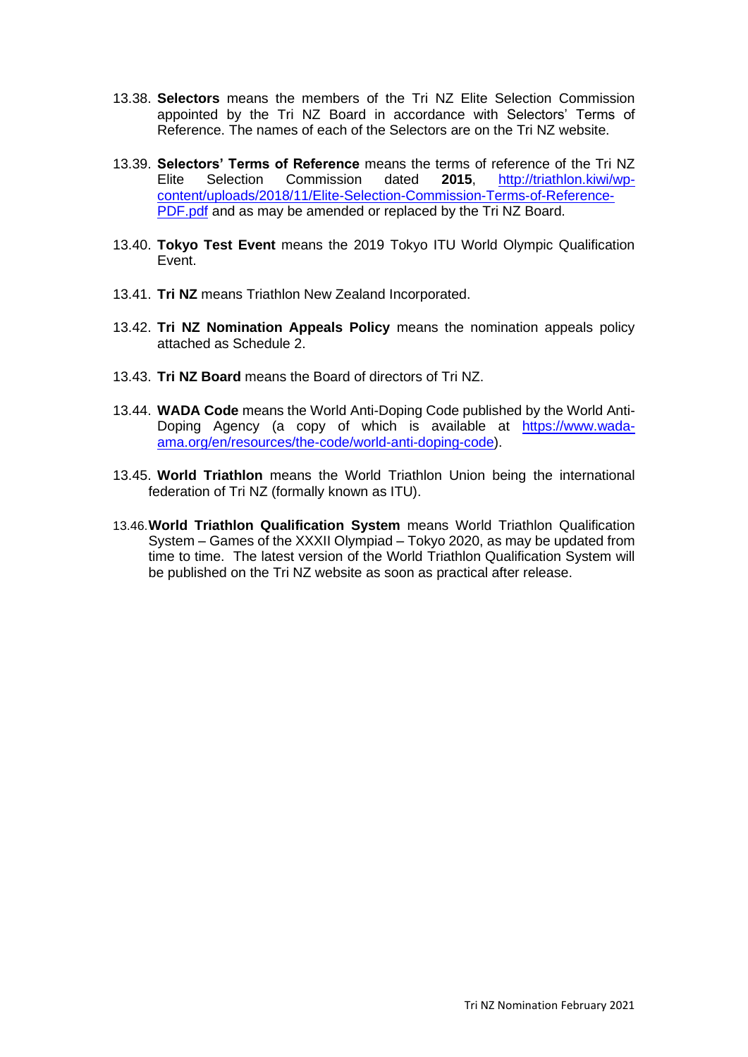13.38. **Selectors** means the members of the Tri NZ Elite Selection Commission appointed by the Tri NZ Board in accordance with Selectors' Terms of Reference. The names of each of the Selectors are on the Tri NZ website.

13.39. **Selectors' Terms of Reference** means the terms of reference of the Tri NZ Elite Selection Commission dated **2015**, [http://triathlon.kiwi/wp-content/uploads/2018/11/Elite-Selection-Commission-Terms-of-Reference-PDF.pdf](http://triathlon.kiwi/wp-content/uploads/2018/11/Elite-Selection-Commission-Terms-of-Reference-PDF.pdf) and as may be amended or replaced by the Tri NZ Board.

13.40. **Tokyo Test Event** means the 2019 Tokyo ITU World Olympic Qualification Event.

13.41. **Tri NZ** means Triathlon New Zealand Incorporated.

13.42. **Tri NZ Nomination Appeals Policy** means the nomination appeals policy attached as Schedule 2.

13.43. **Tri NZ Board** means the Board of directors of Tri NZ.

13.44. **WADA Code** means the World Anti-Doping Code published by the World Anti-Doping Agency (a copy of which is available at [https://www.wada-ama.org/en/resources/the-code/world-anti-doping-code](https://www.wada-ama.org/en/resources/the-code/world-anti-doping-code)).

13.45. **World Triathlon** means the World Triathlon Union being the international federation of Tri NZ (formally known as ITU).

13.46. **World Triathlon Qualification System** means World Triathlon Qualification System – Games of the XXXII Olympiad – Tokyo 2020, as may be updated from time to time. The latest version of the World Triathlon Qualification System will be published on the Tri NZ website as soon as practical after release.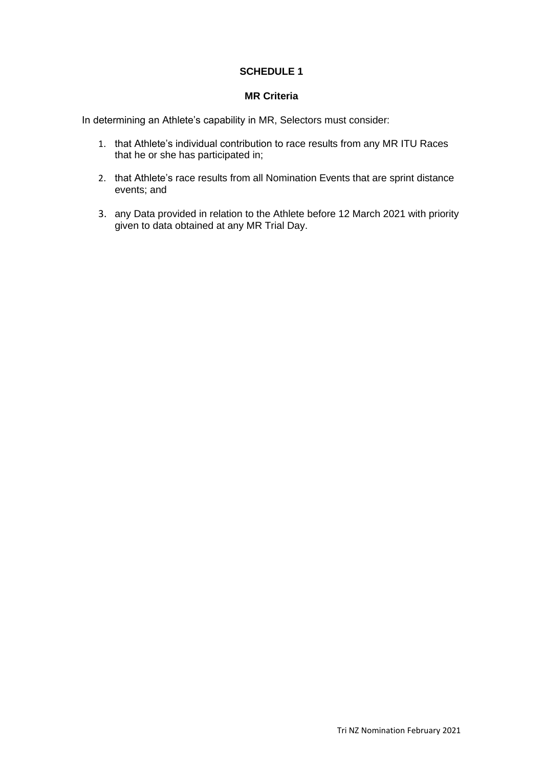# SCHEDULE 1

## MR Criteria

In determining an Athlete's capability in MR, Selectors must consider:

1. that Athlete's individual contribution to race results from any MR ITU Races that he or she has participated in;
2. that Athlete's race results from all Nomination Events that are sprint distance events; and
3. any Data provided in relation to the Athlete before 12 March 2021 with priority given to data obtained at any MR Trial Day.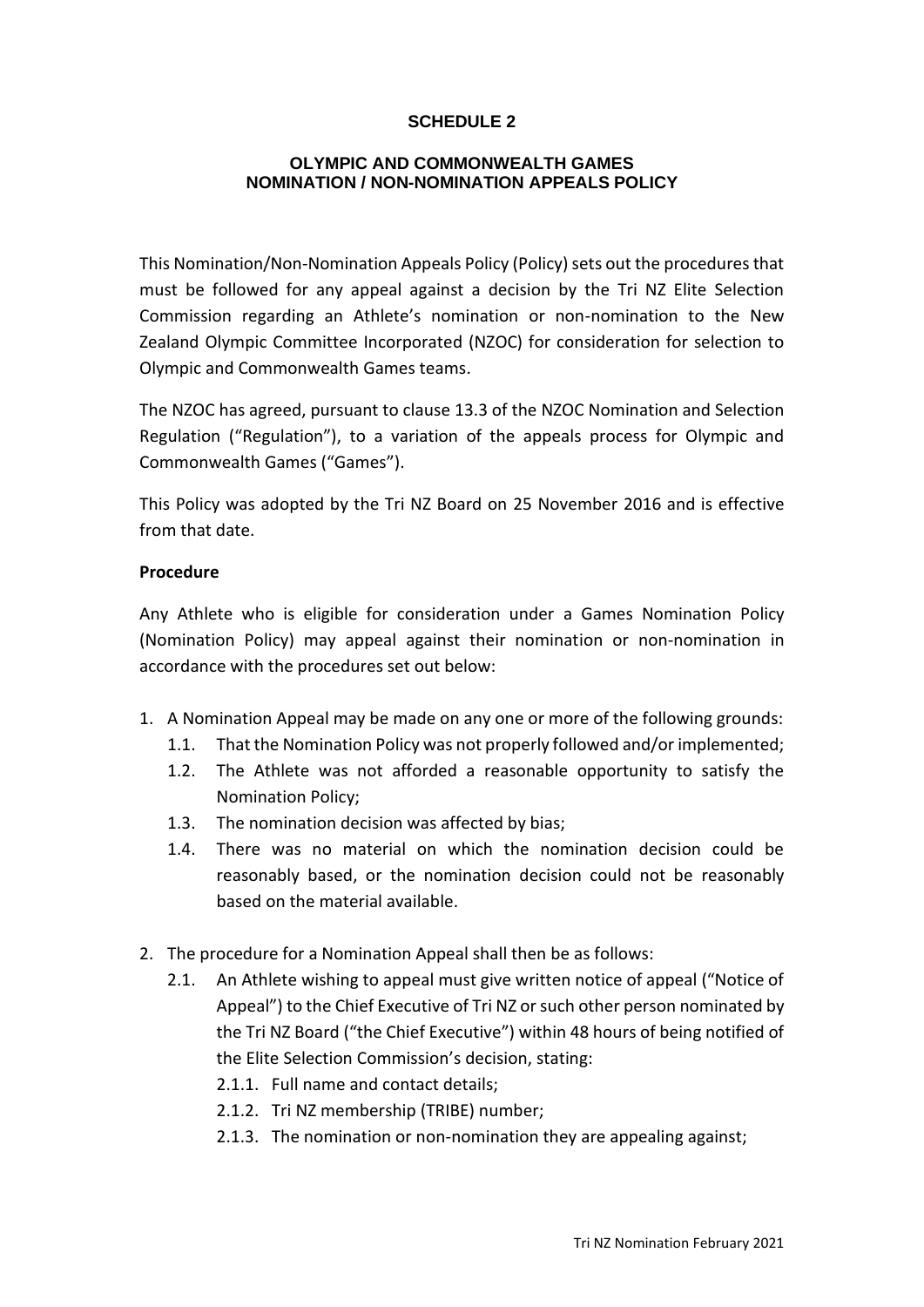# SCHEDULE 2

## OLYMPIC AND COMMONWEALTH GAMES NOMINATION / NON-NOMINATION APPEALS POLICY

This Nomination/Non-Nomination Appeals Policy (Policy) sets out the procedures that must be followed for any appeal against a decision by the Tri NZ Elite Selection Commission regarding an Athlete's nomination or non-nomination to the New Zealand Olympic Committee Incorporated (NZOC) for consideration for selection to Olympic and Commonwealth Games teams.

The NZOC has agreed, pursuant to clause 13.3 of the NZOC Nomination and Selection Regulation ("Regulation"), to a variation of the appeals process for Olympic and Commonwealth Games ("Games").

This Policy was adopted by the Tri NZ Board on 25 November 2016 and is effective from that date.

**Procedure**

Any Athlete who is eligible for consideration under a Games Nomination Policy (Nomination Policy) may appeal against their nomination or non-nomination in accordance with the procedures set out below:

1. A Nomination Appeal may be made on any one or more of the following grounds:
   1.1. That the Nomination Policy was not properly followed and/or implemented;
   1.2. The Athlete was not afforded a reasonable opportunity to satisfy the Nomination Policy;
   1.3. The nomination decision was affected by bias;
   1.4. There was no material on which the nomination decision could be reasonably based, or the nomination decision could not be reasonably based on the material available.

2. The procedure for a Nomination Appeal shall then be as follows:
   2.1. An Athlete wishing to appeal must give written notice of appeal ("Notice of Appeal") to the Chief Executive of Tri NZ or such other person nominated by the Tri NZ Board ("the Chief Executive") within 48 hours of being notified of the Elite Selection Commission's decision, stating:
      2.1.1. Full name and contact details;
      2.1.2. Tri NZ membership (TRIBE) number;
      2.1.3. The nomination or non-nomination they are appealing against;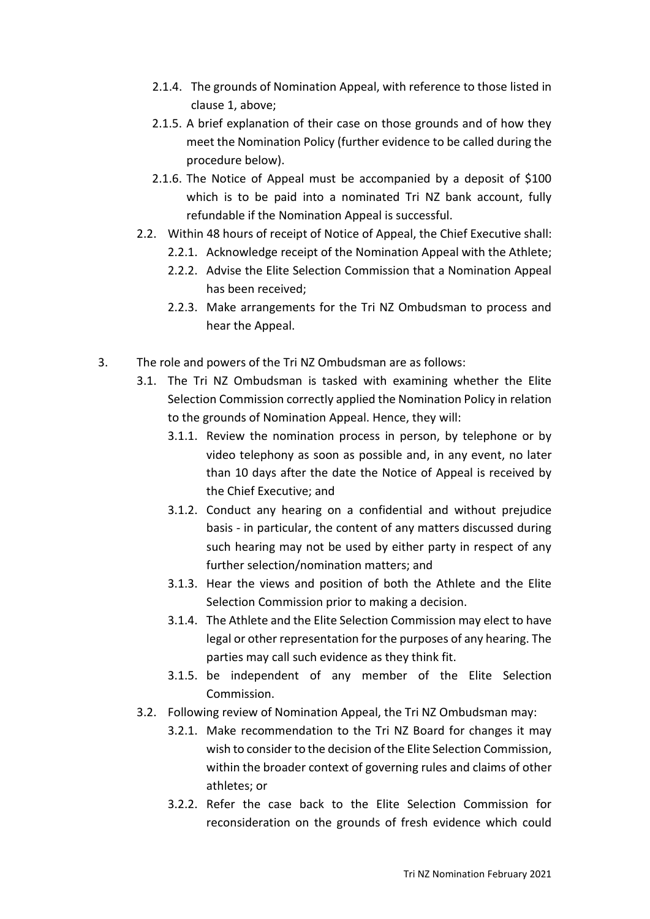- 2.1.4. The grounds of Nomination Appeal, with reference to those listed in clause 1, above;
   - 2.1.5. A brief explanation of their case on those grounds and of how they meet the Nomination Policy (further evidence to be called during the procedure below).
   - 2.1.6. The Notice of Appeal must be accompanied by a deposit of $100 which is to be paid into a nominated Tri NZ bank account, fully refundable if the Nomination Appeal is successful.
- 2.2. Within 48 hours of receipt of Notice of Appeal, the Chief Executive shall:
   - 2.2.1. Acknowledge receipt of the Nomination Appeal with the Athlete;
   - 2.2.2. Advise the Elite Selection Commission that a Nomination Appeal has been received;
   - 2.2.3. Make arrangements for the Tri NZ Ombudsman to process and hear the Appeal.

3. The role and powers of the Tri NZ Ombudsman are as follows:
   - 3.1. The Tri NZ Ombudsman is tasked with examining whether the Elite Selection Commission correctly applied the Nomination Policy in relation to the grounds of Nomination Appeal. Hence, they will:
      - 3.1.1. Review the nomination process in person, by telephone or by video telephony as soon as possible and, in any event, no later than 10 days after the date the Notice of Appeal is received by the Chief Executive; and
      - 3.1.2. Conduct any hearing on a confidential and without prejudice basis - in particular, the content of any matters discussed during such hearing may not be used by either party in respect of any further selection/nomination matters; and
      - 3.1.3. Hear the views and position of both the Athlete and the Elite Selection Commission prior to making a decision.
      - 3.1.4. The Athlete and the Elite Selection Commission may elect to have legal or other representation for the purposes of any hearing. The parties may call such evidence as they think fit.
      - 3.1.5. be independent of any member of the Elite Selection Commission.
   - 3.2. Following review of Nomination Appeal, the Tri NZ Ombudsman may:
      - 3.2.1. Make recommendation to the Tri NZ Board for changes it may wish to consider to the decision of the Elite Selection Commission, within the broader context of governing rules and claims of other athletes; or
      - 3.2.2. Refer the case back to the Elite Selection Commission for reconsideration on the grounds of fresh evidence which could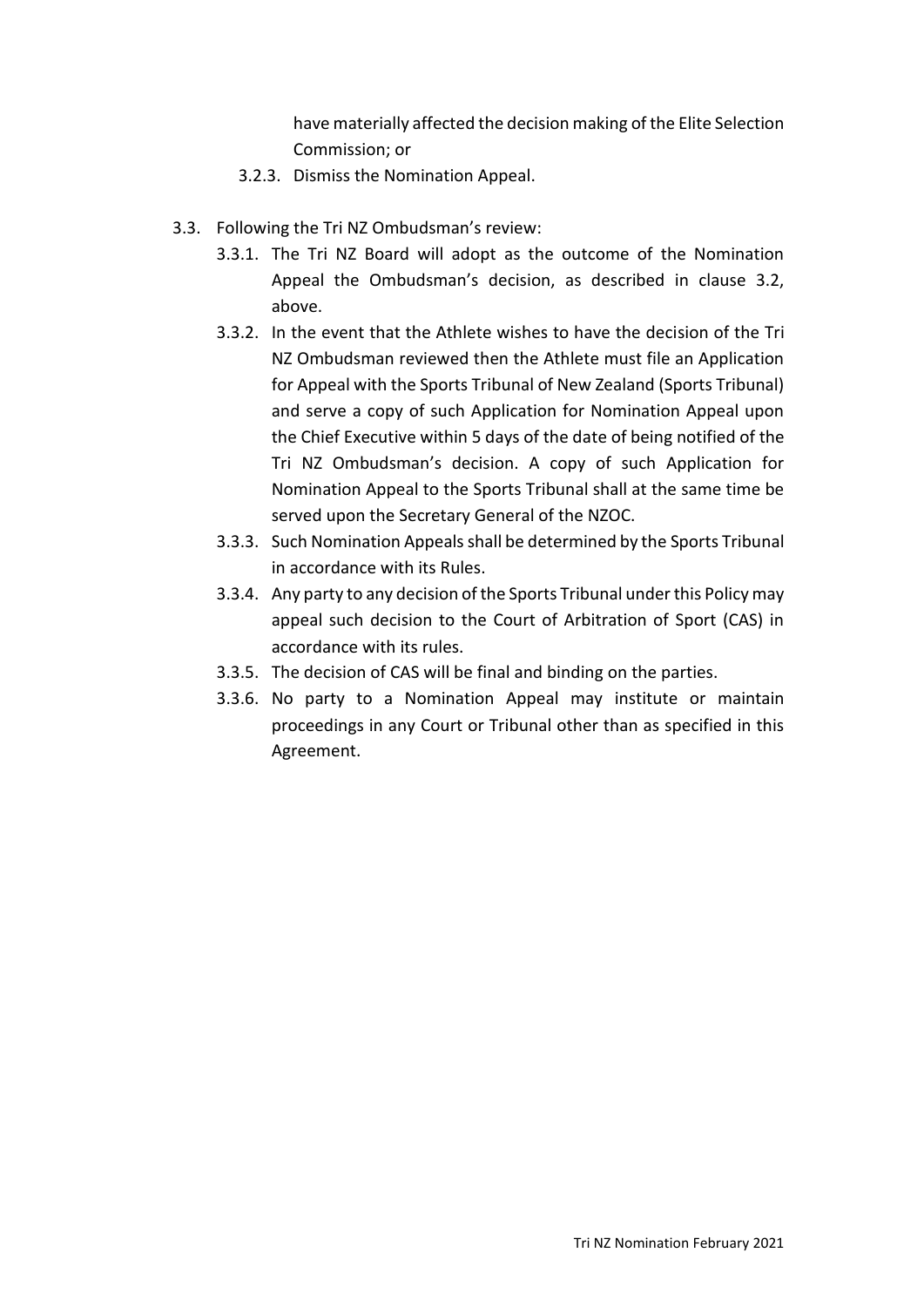have materially affected the decision making of the Elite Selection Commission; or

- 3.2.3. Dismiss the Nomination Appeal.

- 3.3. Following the Tri NZ Ombudsman's review:
  - 3.3.1. The Tri NZ Board will adopt as the outcome of the Nomination Appeal the Ombudsman's decision, as described in clause 3.2, above.
  - 3.3.2. In the event that the Athlete wishes to have the decision of the Tri NZ Ombudsman reviewed then the Athlete must file an Application for Appeal with the Sports Tribunal of New Zealand (Sports Tribunal) and serve a copy of such Application for Nomination Appeal upon the Chief Executive within 5 days of the date of being notified of the Tri NZ Ombudsman's decision. A copy of such Application for Nomination Appeal to the Sports Tribunal shall at the same time be served upon the Secretary General of the NZOC.
  - 3.3.3. Such Nomination Appeals shall be determined by the Sports Tribunal in accordance with its Rules.
  - 3.3.4. Any party to any decision of the Sports Tribunal under this Policy may appeal such decision to the Court of Arbitration of Sport (CAS) in accordance with its rules.
  - 3.3.5. The decision of CAS will be final and binding on the parties.
  - 3.3.6. No party to a Nomination Appeal may institute or maintain proceedings in any Court or Tribunal other than as specified in this Agreement.